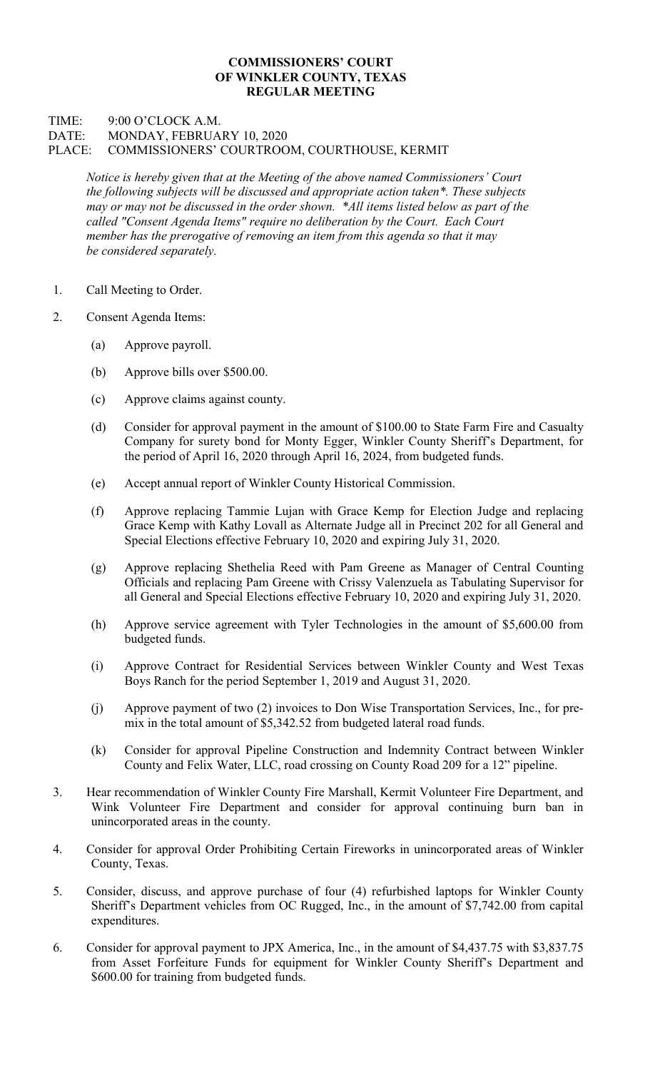**COMMISSIONERS' COURT**
**OF WINKLER COUNTY, TEXAS**
**REGULAR MEETING**

TIME: 9:00 O'CLOCK A.M.
DATE: MONDAY, FEBRUARY 10, 2020
PLACE: COMMISSIONERS' COURTROOM, COURTHOUSE, KERMIT

*Notice is hereby given that at the Meeting of the above named Commissioners' Court the following subjects will be discussed and appropriate action taken*. These subjects may or may not be discussed in the order shown. *All items listed below as part of the called "Consent Agenda Items" require no deliberation by the Court. Each Court member has the prerogative of removing an item from this agenda so that it may be considered separately.*

1. Call Meeting to Order.

2. Consent Agenda Items:

   (a) Approve payroll.

   (b) Approve bills over $500.00.

   (c) Approve claims against county.

   (d) Consider for approval payment in the amount of $100.00 to State Farm Fire and Casualty Company for surety bond for Monty Egger, Winkler County Sheriff's Department, for the period of April 16, 2020 through April 16, 2024, from budgeted funds.

   (e) Accept annual report of Winkler County Historical Commission.

   (f) Approve replacing Tammie Lujan with Grace Kemp for Election Judge and replacing Grace Kemp with Kathy Lovall as Alternate Judge all in Precinct 202 for all General and Special Elections effective February 10, 2020 and expiring July 31, 2020.

   (g) Approve replacing Shethelia Reed with Pam Greene as Manager of Central Counting Officials and replacing Pam Greene with Crissy Valenzuela as Tabulating Supervisor for all General and Special Elections effective February 10, 2020 and expiring July 31, 2020.

   (h) Approve service agreement with Tyler Technologies in the amount of $5,600.00 from budgeted funds.

   (i) Approve Contract for Residential Services between Winkler County and West Texas Boys Ranch for the period September 1, 2019 and August 31, 2020.

   (j) Approve payment of two (2) invoices to Don Wise Transportation Services, Inc., for pre-mix in the total amount of $5,342.52 from budgeted lateral road funds.

   (k) Consider for approval Pipeline Construction and Indemnity Contract between Winkler County and Felix Water, LLC, road crossing on County Road 209 for a 12" pipeline.

3. Hear recommendation of Winkler County Fire Marshall, Kermit Volunteer Fire Department, and Wink Volunteer Fire Department and consider for approval continuing burn ban in unincorporated areas in the county.

4. Consider for approval Order Prohibiting Certain Fireworks in unincorporated areas of Winkler County, Texas.

5. Consider, discuss, and approve purchase of four (4) refurbished laptops for Winkler County Sheriff's Department vehicles from OC Rugged, Inc., in the amount of $7,742.00 from capital expenditures.

6. Consider for approval payment to JPX America, Inc., in the amount of $4,437.75 with $3,837.75 from Asset Forfeiture Funds for equipment for Winkler County Sheriff's Department and $600.00 for training from budgeted funds.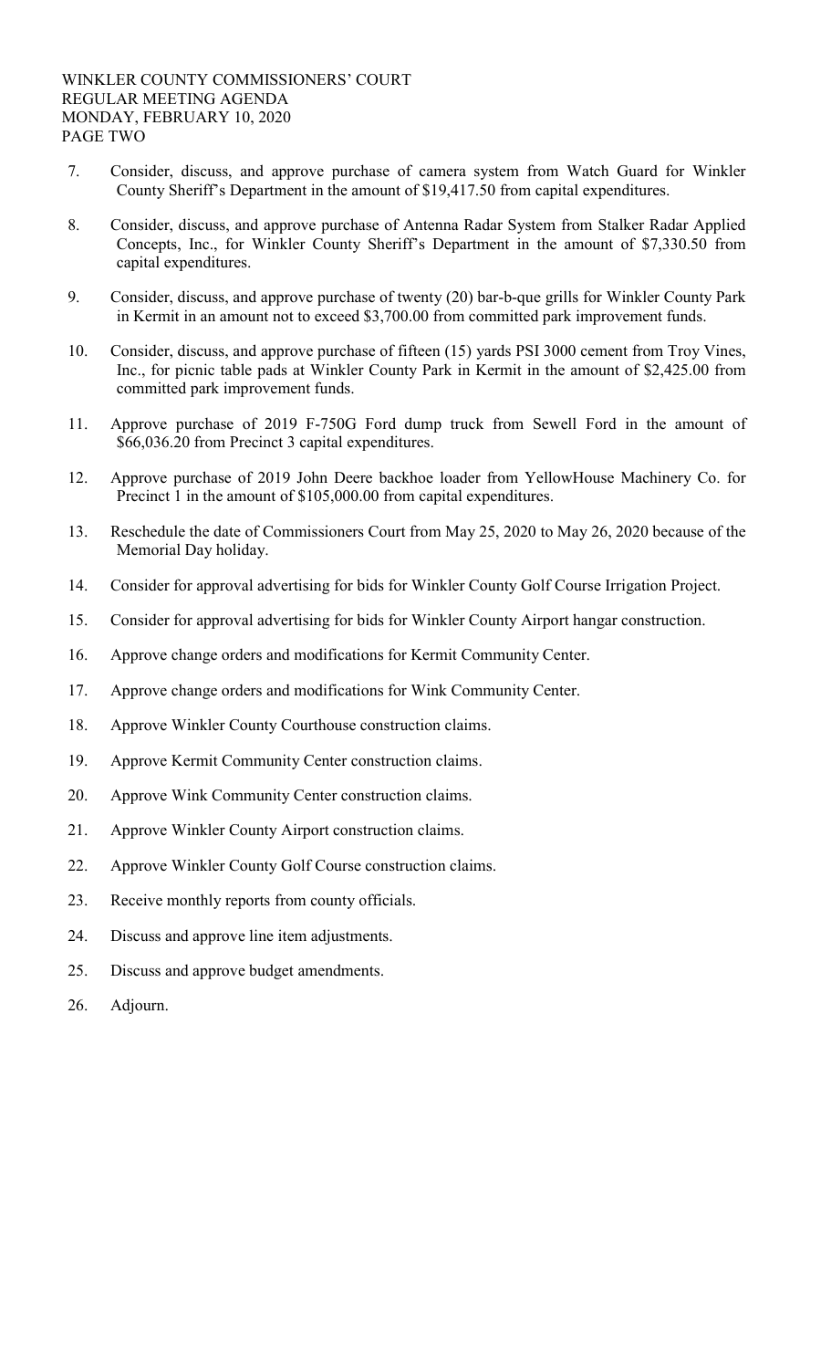WINKLER COUNTY COMMISSIONERS' COURT
REGULAR MEETING AGENDA
MONDAY, FEBRUARY 10, 2020
PAGE TWO

7. Consider, discuss, and approve purchase of camera system from Watch Guard for Winkler County Sheriff's Department in the amount of $19,417.50 from capital expenditures.

8. Consider, discuss, and approve purchase of Antenna Radar System from Stalker Radar Applied Concepts, Inc., for Winkler County Sheriff's Department in the amount of $7,330.50 from capital expenditures.

9. Consider, discuss, and approve purchase of twenty (20) bar-b-que grills for Winkler County Park in Kermit in an amount not to exceed $3,700.00 from committed park improvement funds.

10. Consider, discuss, and approve purchase of fifteen (15) yards PSI 3000 cement from Troy Vines, Inc., for picnic table pads at Winkler County Park in Kermit in the amount of $2,425.00 from committed park improvement funds.

11. Approve purchase of 2019 F-750G Ford dump truck from Sewell Ford in the amount of $66,036.20 from Precinct 3 capital expenditures.

12. Approve purchase of 2019 John Deere backhoe loader from YellowHouse Machinery Co. for Precinct 1 in the amount of $105,000.00 from capital expenditures.

13. Reschedule the date of Commissioners Court from May 25, 2020 to May 26, 2020 because of the Memorial Day holiday.

14. Consider for approval advertising for bids for Winkler County Golf Course Irrigation Project.

15. Consider for approval advertising for bids for Winkler County Airport hangar construction.

16. Approve change orders and modifications for Kermit Community Center.

17. Approve change orders and modifications for Wink Community Center.

18. Approve Winkler County Courthouse construction claims.

19. Approve Kermit Community Center construction claims.

20. Approve Wink Community Center construction claims.

21. Approve Winkler County Airport construction claims.

22. Approve Winkler County Golf Course construction claims.

23. Receive monthly reports from county officials.

24. Discuss and approve line item adjustments.

25. Discuss and approve budget amendments.

26. Adjourn.